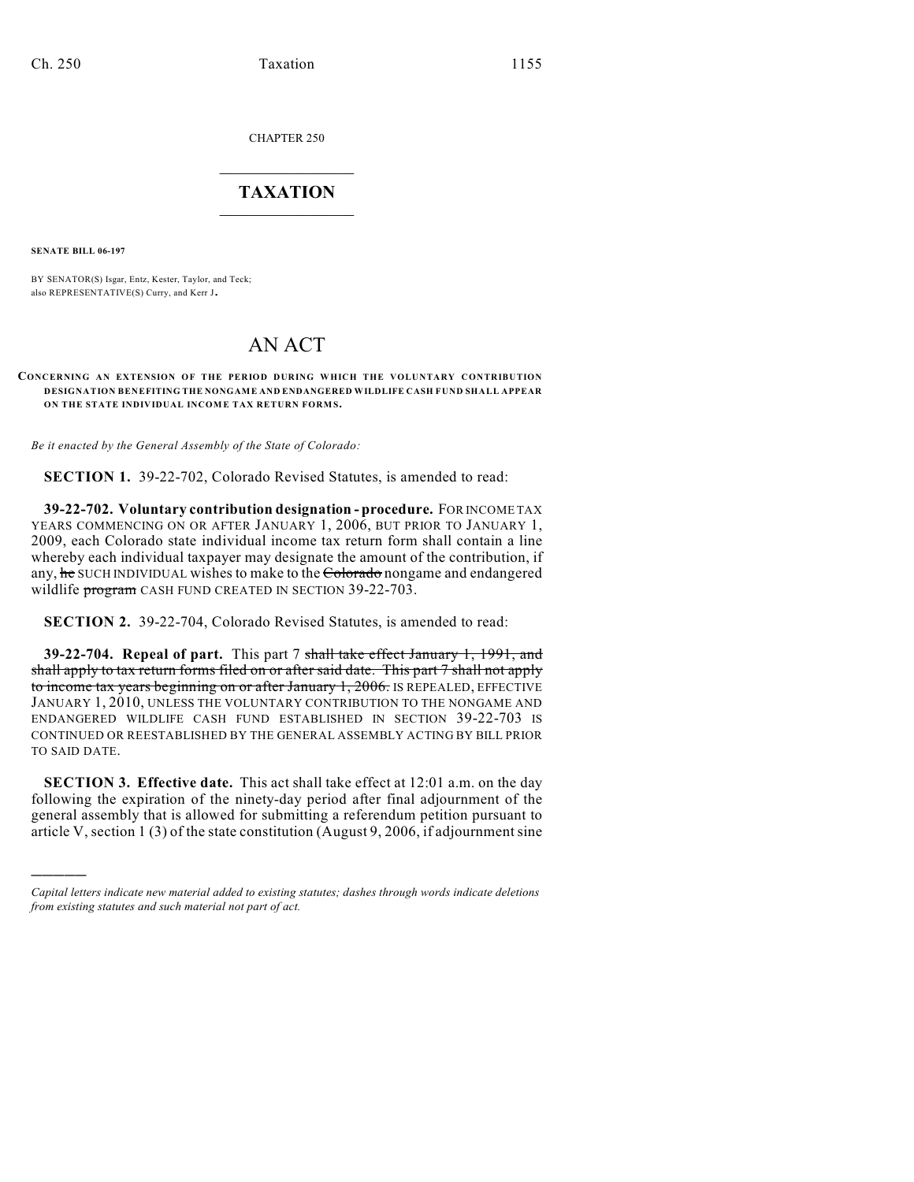CHAPTER 250

# TAXATION

**SENATE BILL 06-197**

BY SENATOR(S) Isgar, Entz, Kester, Taylor, and Teck;
also REPRESENTATIVE(S) Curry, and Kerr J.

# AN ACT

**CONCERNING AN EXTENSION OF THE PERIOD DURING WHICH THE VOLUNTARY CONTRIBUTION DESIGNATION BENEFITING THE NONGAME AND ENDANGERED WILDLIFE CASH FUND SHALL APPEAR ON THE STATE INDIVIDUAL INCOME TAX RETURN FORMS.**

*Be it enacted by the General Assembly of the State of Colorado:*

**SECTION 1.** 39-22-702, Colorado Revised Statutes, is amended to read:

**39-22-702. Voluntary contribution designation - procedure.** FOR INCOME TAX YEARS COMMENCING ON OR AFTER JANUARY 1, 2006, BUT PRIOR TO JANUARY 1, 2009, each Colorado state individual income tax return form shall contain a line whereby each individual taxpayer may designate the amount of the contribution, if any, ~~he~~ SUCH INDIVIDUAL wishes to make to the ~~Colorado~~ nongame and endangered wildlife ~~program~~ CASH FUND CREATED IN SECTION 39-22-703.

**SECTION 2.** 39-22-704, Colorado Revised Statutes, is amended to read:

**39-22-704. Repeal of part.** This part 7 ~~shall take effect January 1, 1991, and shall apply to tax return forms filed on or after said date. This part 7 shall not apply to income tax years beginning on or after January 1, 2006.~~ IS REPEALED, EFFECTIVE JANUARY 1, 2010, UNLESS THE VOLUNTARY CONTRIBUTION TO THE NONGAME AND ENDANGERED WILDLIFE CASH FUND ESTABLISHED IN SECTION 39-22-703 IS CONTINUED OR REESTABLISHED BY THE GENERAL ASSEMBLY ACTING BY BILL PRIOR TO SAID DATE.

**SECTION 3. Effective date.** This act shall take effect at 12:01 a.m. on the day following the expiration of the ninety-day period after final adjournment of the general assembly that is allowed for submitting a referendum petition pursuant to article V, section 1 (3) of the state constitution (August 9, 2006, if adjournment sine

---

*Capital letters indicate new material added to existing statutes; dashes through words indicate deletions from existing statutes and such material not part of act.*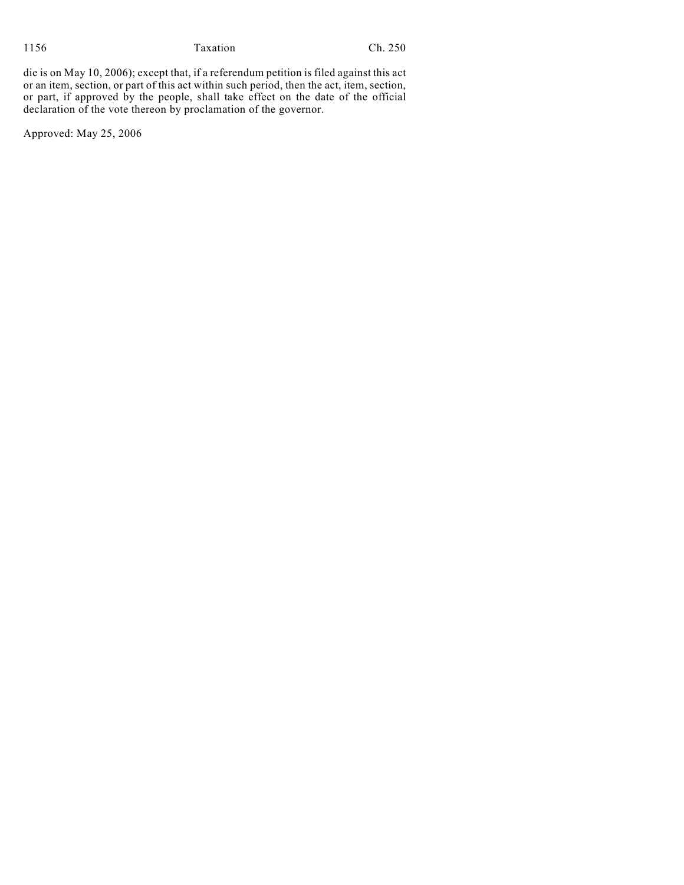die is on May 10, 2006); except that, if a referendum petition is filed against this act or an item, section, or part of this act within such period, then the act, item, section, or part, if approved by the people, shall take effect on the date of the official declaration of the vote thereon by proclamation of the governor.

Approved: May 25, 2006